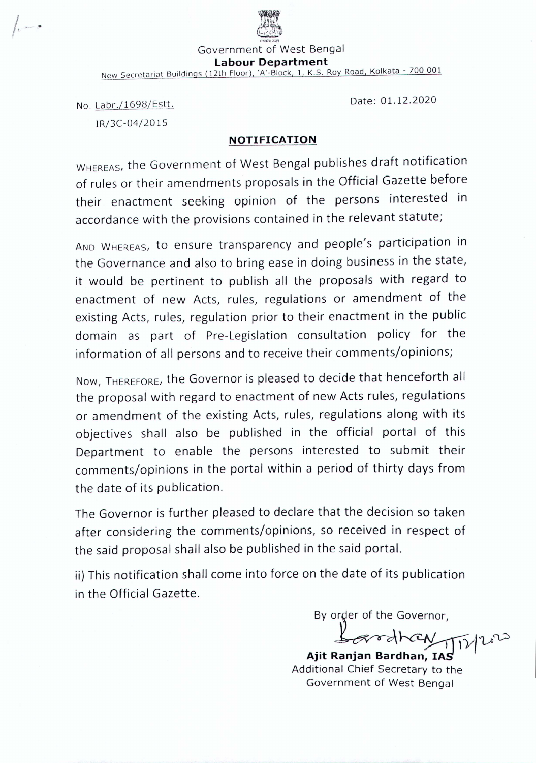Government of West Bengal

**Labour Department**

New Secretariat Buildings (12th Floor), 'A'-Block, 1, K.S. Roy Road, Kolkata - 700 001

No. Labr./1698/Estt.

IR/3C-04/2015

Date: 01.12.2020

## NOTIFICATION

WHEREAS, the Government of West Bengal publishes draft notification of rules or their amendments proposals in the Official Gazette before their enactment seeking opinion of the persons interested in accordance with the provisions contained in the relevant statute;

AND WHEREAS, to ensure transparency and people's participation in the Governance and also to bring ease in doing business in the state, it would be pertinent to publish all the proposals with regard to enactment of new Acts, rules, regulations or amendment of the existing Acts, rules, regulation prior to their enactment in the public domain as part of Pre-Legislation consultation policy for the information of all persons and to receive their comments/opinions;

NOW, THEREFORE, the Governor is pleased to decide that henceforth all the proposal with regard to enactment of new Acts rules, regulations or amendment of the existing Acts, rules, regulations along with its objectives shall also be published in the official portal of this Department to enable the persons interested to submit their comments/opinions in the portal within a period of thirty days from the date of its publication.

The Governor is further pleased to declare that the decision so taken after considering the comments/opinions, so received in respect of the said proposal shall also be published in the said portal.

ii) This notification shall come into force on the date of its publication in the Official Gazette.

By order of the Governor,

Bardhan 1/12/2020

**Ajit Ranjan Bardhan, IAS**

Additional Chief Secretary to the Government of West Bengal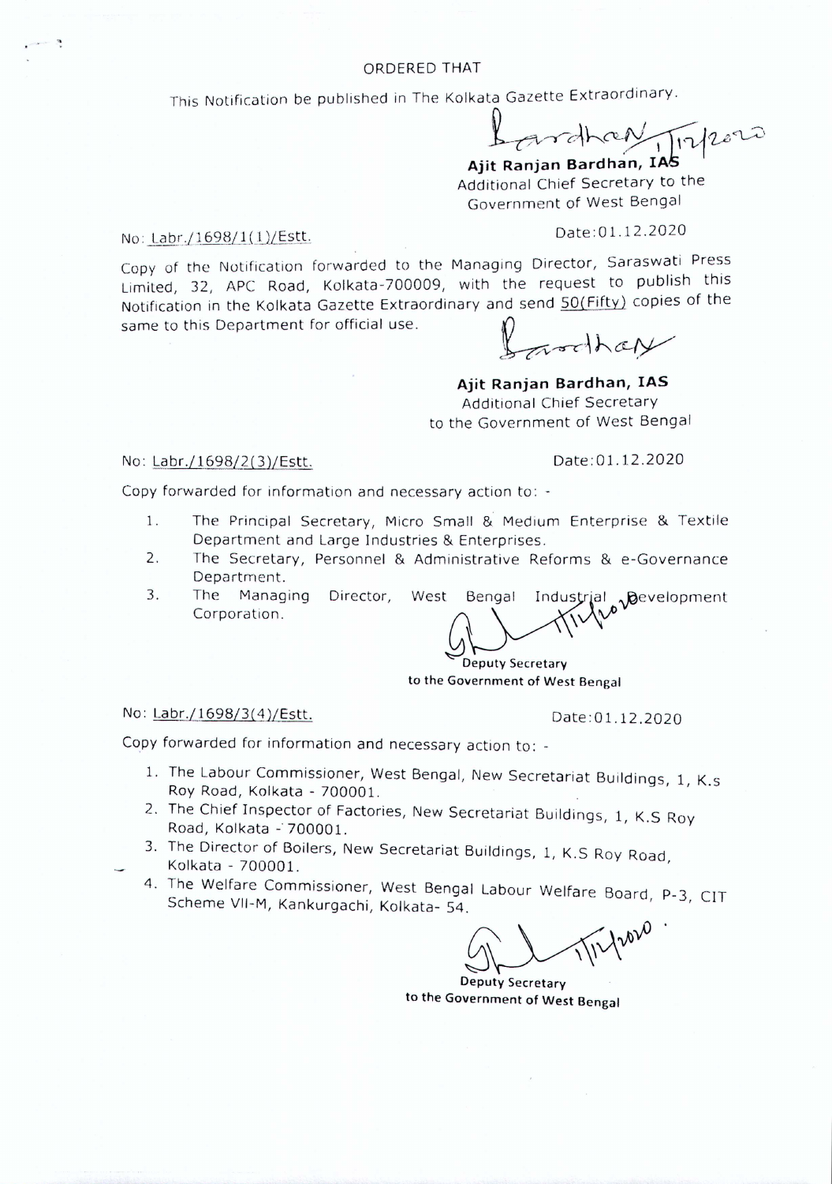ORDERED THAT

This Notification be published in The Kolkata Gazette Extraordinary.

Bardhan 1/12/2020

**Ajit Ranjan Bardhan, IAS**
Additional Chief Secretary to the Government of West Bengal

No: Labr./1698/1(1)/Estt. Date:01.12.2020

Copy of the Notification forwarded to the Managing Director, Saraswati Press Limited, 32, APC Road, Kolkata-700009, with the request to publish this Notification in the Kolkata Gazette Extraordinary and send 50(Fifty) copies of the same to this Department for official use.

Bardhan

**Ajit Ranjan Bardhan, IAS**
Additional Chief Secretary to the Government of West Bengal

No: Labr./1698/2(3)/Estt. Date:01.12.2020

Copy forwarded for information and necessary action to: -

1. The Principal Secretary, Micro Small & Medium Enterprise & Textile Department and Large Industries & Enterprises.
2. The Secretary, Personnel & Administrative Reforms & e-Governance Department.
3. The Managing Director, West Bengal Industrial Development Corporation.

1/12/2020

**Deputy Secretary**
**to the Government of West Bengal**

No: Labr./1698/3(4)/Estt. Date:01.12.2020

Copy forwarded for information and necessary action to: -

1. The Labour Commissioner, West Bengal, New Secretariat Buildings, 1, K.s Roy Road, Kolkata - 700001.
2. The Chief Inspector of Factories, New Secretariat Buildings, 1, K.S Roy Road, Kolkata - 700001.
3. The Director of Boilers, New Secretariat Buildings, 1, K.S Roy Road, Kolkata - 700001.
4. The Welfare Commissioner, West Bengal Labour Welfare Board, P-3, CIT Scheme VII-M, Kankurgachi, Kolkata- 54.

1/12/2020

**Deputy Secretary**
**to the Government of West Bengal**